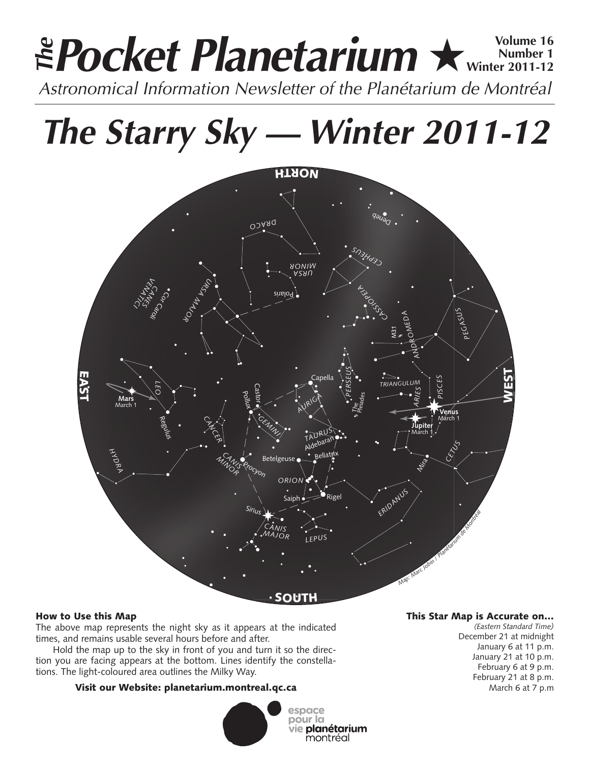# *The* Pocket Planetarium ★

**Volume 16**
**Number 1**
**Winter 2011-12**

*Astronomical Information Newsletter of the Planétarium de Montréal*

# *The Starry Sky — Winter 2011-12*

### How to Use this Map

The above map represents the night sky as it appears at the indicated times, and remains usable several hours before and after.

Hold the map up to the sky in front of you and turn it so the direction you are facing appears at the bottom. Lines identify the constellations. The light-coloured area outlines the Milky Way.

**Visit our Website: planetarium.montreal.qc.ca**

### This Star Map is Accurate on...

*(Eastern Standard Time)*

December 21 at midnight
January 6 at 11 p.m.
January 21 at 10 p.m.
February 6 at 9 p.m.
February 21 at 8 p.m.
March 6 at 7 p.m

espace pour la vie planétarium montréal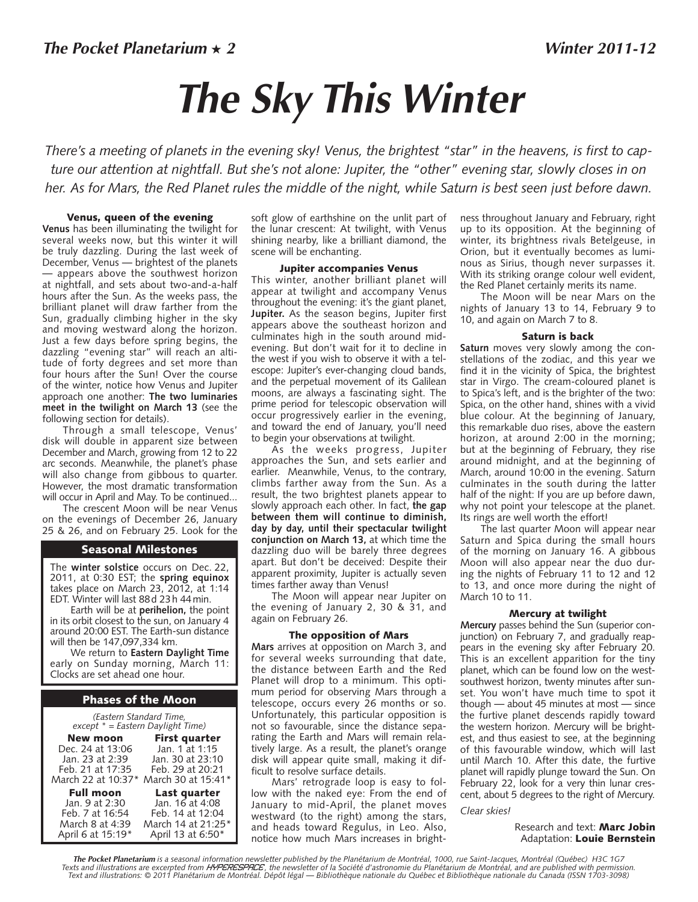# The Sky This Winter

*There's a meeting of planets in the evening sky! Venus, the brightest "star" in the heavens, is first to capture our attention at nightfall. But she's not alone: Jupiter, the "other" evening star, slowly closes in on her. As for Mars, the Red Planet rules the middle of the night, while Saturn is best seen just before dawn.*

### Venus, queen of the evening

**Venus** has been illuminating the twilight for several weeks now, but this winter it will be truly dazzling. During the last week of December, Venus — brightest of the planets — appears above the southwest horizon at nightfall, and sets about two-and-a-half hours after the Sun. As the weeks pass, the brilliant planet will draw farther from the Sun, gradually climbing higher in the sky and moving westward along the horizon. Just a few days before spring begins, the dazzling "evening star" will reach an altitude of forty degrees and set more than four hours after the Sun! Over the course of the winter, notice how Venus and Jupiter approach one another: **The two luminaries meet in the twilight on March 13** (see the following section for details).

Through a small telescope, Venus' disk will double in apparent size between December and March, growing from 12 to 22 arc seconds. Meanwhile, the planet's phase will also change from gibbous to quarter. However, the most dramatic transformation will occur in April and May. To be continued...

The crescent Moon will be near Venus on the evenings of December 26, January 25 & 26, and on February 25. Look for the soft glow of earthshine on the unlit part of the lunar crescent: At twilight, with Venus shining nearby, like a brilliant diamond, the scene will be enchanting.

### Jupiter accompanies Venus

This winter, another brilliant planet will appear at twilight and accompany Venus throughout the evening: it's the giant planet, **Jupiter.** As the season begins, Jupiter first appears above the southeast horizon and culminates high in the south around mid-evening. But don't wait for it to decline in the west if you wish to observe it with a telescope: Jupiter's ever-changing cloud bands, and the perpetual movement of its Galilean moons, are always a fascinating sight. The prime period for telescopic observation will occur progressively earlier in the evening, and toward the end of January, you'll need to begin your observations at twilight.

As the weeks progress, Jupiter approaches the Sun, and sets earlier and earlier. Meanwhile, Venus, to the contrary, climbs farther away from the Sun. As a result, the two brightest planets appear to slowly approach each other. In fact, **the gap between them will continue to diminish, day by day, until their spectacular twilight conjunction on March 13,** at which time the dazzling duo will be barely three degrees apart. But don't be deceived: Despite their apparent proximity, Jupiter is actually seven times farther away than Venus!

The Moon will appear near Jupiter on the evening of January 2, 30 & 31, and again on February 26.

### The opposition of Mars

**Mars** arrives at opposition on March 3, and for several weeks surrounding that date, the distance between Earth and the Red Planet will drop to a minimum. This optimum period for observing Mars through a telescope, occurs every 26 months or so. Unfortunately, this particular opposition is not so favourable, since the distance separating the Earth and Mars will remain relatively large. As a result, the planet's orange disk will appear quite small, making it difficult to resolve surface details.

Mars' retrograde loop is easy to follow with the naked eye: From the end of January to mid-April, the planet moves westward (to the right) among the stars, and heads toward Regulus, in Leo. Also, notice how much Mars increases in brightness throughout January and February, right up to its opposition. At the beginning of winter, its brightness rivals Betelgeuse, in Orion, but it eventually becomes as luminous as Sirius, though never surpasses it. With its striking orange colour well evident, the Red Planet certainly merits its name.

The Moon will be near Mars on the nights of January 13 to 14, February 9 to 10, and again on March 7 to 8.

### Saturn is back

**Saturn** moves very slowly among the constellations of the zodiac, and this year we find it in the vicinity of Spica, the brightest star in Virgo. The cream-coloured planet is to Spica's left, and is the brighter of the two: Spica, on the other hand, shines with a vivid blue colour. At the beginning of January, this remarkable duo rises, above the eastern horizon, at around 2:00 in the morning; but at the beginning of February, they rise around midnight, and at the beginning of March, around 10:00 in the evening. Saturn culminates in the south during the latter half of the night: If you are up before dawn, why not point your telescope at the planet. Its rings are well worth the effort!

The last quarter Moon will appear near Saturn and Spica during the small hours of the morning on January 16. A gibbous Moon will also appear near the duo during the nights of February 11 to 12 and 12 to 13, and once more during the night of March 10 to 11.

### Mercury at twilight

**Mercury** passes behind the Sun (superior conjunction) on February 7, and gradually reappears in the evening sky after February 20. This is an excellent apparition for the tiny planet, which can be found low on the west-southwest horizon, twenty minutes after sunset. You won't have much time to spot it though — about 45 minutes at most — since the furtive planet descends rapidly toward the western horizon. Mercury will be brightest, and thus easiest to see, at the beginning of this favourable window, which will last until March 10. After this date, the furtive planet will rapidly plunge toward the Sun. On February 22, look for a very thin lunar crescent, about 5 degrees to the right of Mercury.

*Clear skies!*

Research and text: **Marc Jobin**
Adaptation: **Louie Bernstein**

### Seasonal Milestones

The **winter solstice** occurs on Dec. 22, 2011, at 0:30 EST; the **spring equinox** takes place on March 23, 2012, at 1:14 EDT. Winter will last 88 d 23 h 44 min.

Earth will be at **perihelion,** the point in its orbit closest to the sun, on January 4 around 20:00 EST. The Earth-sun distance will then be 147,097,334 km.

We return to **Eastern Daylight Time** early on Sunday morning, March 11: Clocks are set ahead one hour.

### Phases of the Moon

*(Eastern Standard Time, except * = Eastern Daylight Time)*

| New moon | First quarter |
|---|---|
| Dec. 24 at 13:06 | Jan. 1 at 1:15 |
| Jan. 23 at 2:39 | Jan. 30 at 23:10 |
| Feb. 21 at 17:35 | Feb. 29 at 20:21 |
| March 22 at 10:37* | March 30 at 15:41* |
| **Full moon** | **Last quarter** |
| Jan. 9 at 2:30 | Jan. 16 at 4:08 |
| Feb. 7 at 16:54 | Feb. 14 at 12:04 |
| March 8 at 4:39 | March 14 at 21:25* |
| April 6 at 15:19* | April 13 at 6:50* |

*The Pocket Planetarium* is a seasonal information newsletter published by the Planétarium de Montréal, 1000, rue Saint-Jacques, Montréal (Québec) H3C 1G7
Texts and illustrations are excerpted from *HYPERESPACE*, the newsletter of la Société d'astronomie du Planétarium de Montréal, and are published with permission.
Text and illustrations: © 2011 Planétarium de Montréal. Dépôt légal — Bibliothèque nationale du Québec et Bibliothèque nationale du Canada (ISSN 1703-3098)